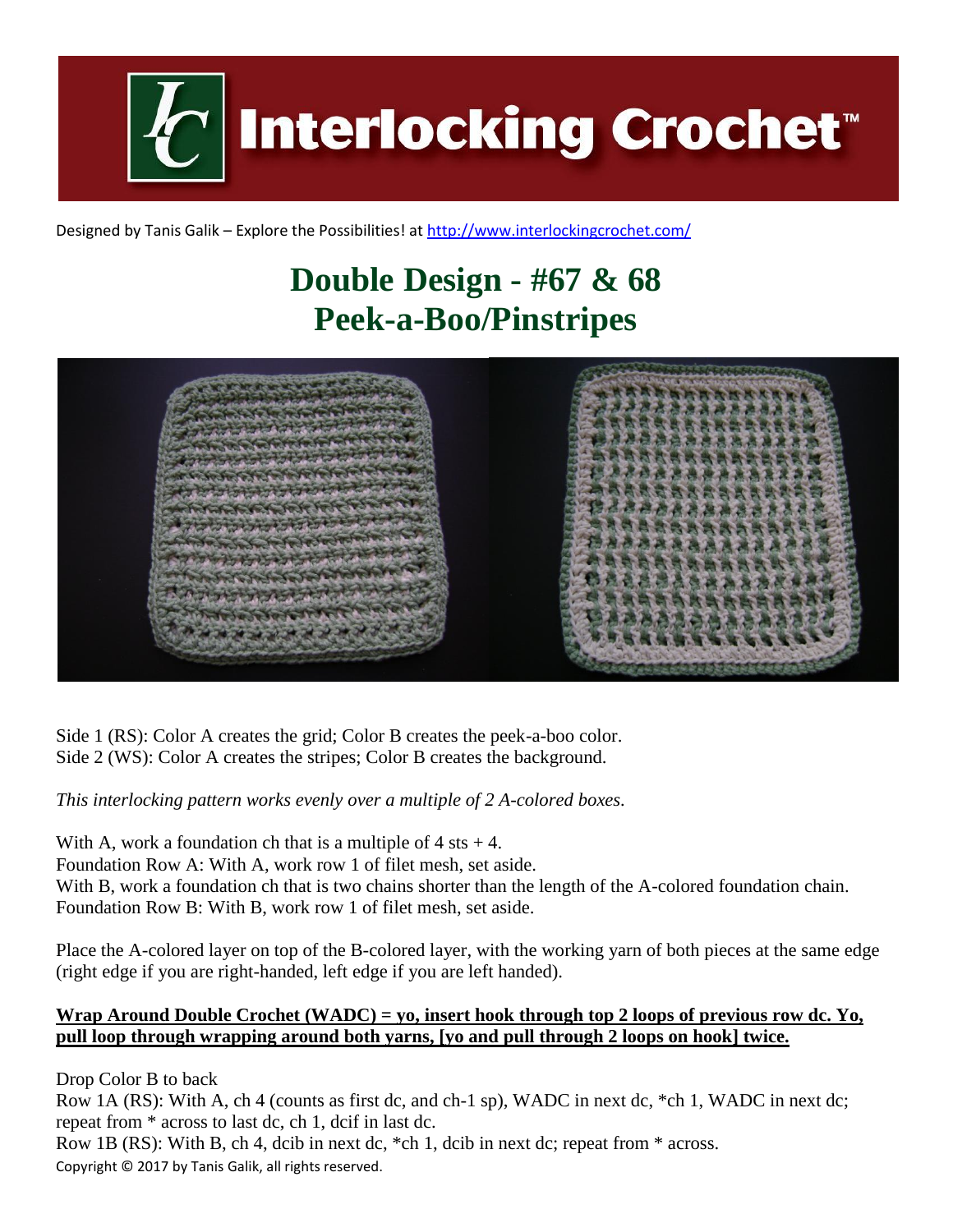# Interlocking Crochet™

Designed by Tanis Galik – Explore the Possibilities! at http://www.interlockingcrochet.com/

## Double Design - #67 & 68
## Peek-a-Boo/Pinstripes

Side 1 (RS): Color A creates the grid; Color B creates the peek-a-boo color.
Side 2 (WS): Color A creates the stripes; Color B creates the background.

*This interlocking pattern works evenly over a multiple of 2 A-colored boxes.*

With A, work a foundation ch that is a multiple of 4 sts + 4.
Foundation Row A: With A, work row 1 of filet mesh, set aside.
With B, work a foundation ch that is two chains shorter than the length of the A-colored foundation chain.
Foundation Row B: With B, work row 1 of filet mesh, set aside.

Place the A-colored layer on top of the B-colored layer, with the working yarn of both pieces at the same edge (right edge if you are right-handed, left edge if you are left handed).

**Wrap Around Double Crochet (WADC) = yo, insert hook through top 2 loops of previous row dc. Yo, pull loop through wrapping around both yarns, [yo and pull through 2 loops on hook] twice.**

Drop Color B to back
Row 1A (RS): With A, ch 4 (counts as first dc, and ch-1 sp), WADC in next dc, *ch 1, WADC in next dc; repeat from * across to last dc, ch 1, dcif in last dc.
Row 1B (RS): With B, ch 4, dcib in next dc, *ch 1, dcib in next dc; repeat from * across.

Copyright © 2017 by Tanis Galik, all rights reserved.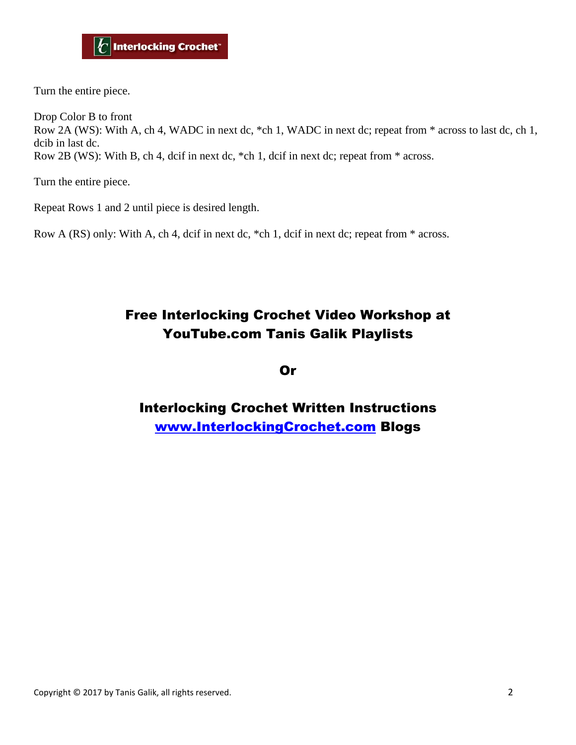Turn the entire piece.

Drop Color B to front
Row 2A (WS): With A, ch 4, WADC in next dc, *ch 1, WADC in next dc; repeat from * across to last dc, ch 1, dcib in last dc.
Row 2B (WS): With B, ch 4, dcif in next dc, *ch 1, dcif in next dc; repeat from * across.

Turn the entire piece.

Repeat Rows 1 and 2 until piece is desired length.

Row A (RS) only: With A, ch 4, dcif in next dc, *ch 1, dcif in next dc; repeat from * across.

**Free Interlocking Crochet Video Workshop at YouTube.com Tanis Galik Playlists**

**Or**

**Interlocking Crochet Written Instructions [www.InterlockingCrochet.com](http://www.InterlockingCrochet.com) Blogs**

Copyright © 2017 by Tanis Galik, all rights reserved.